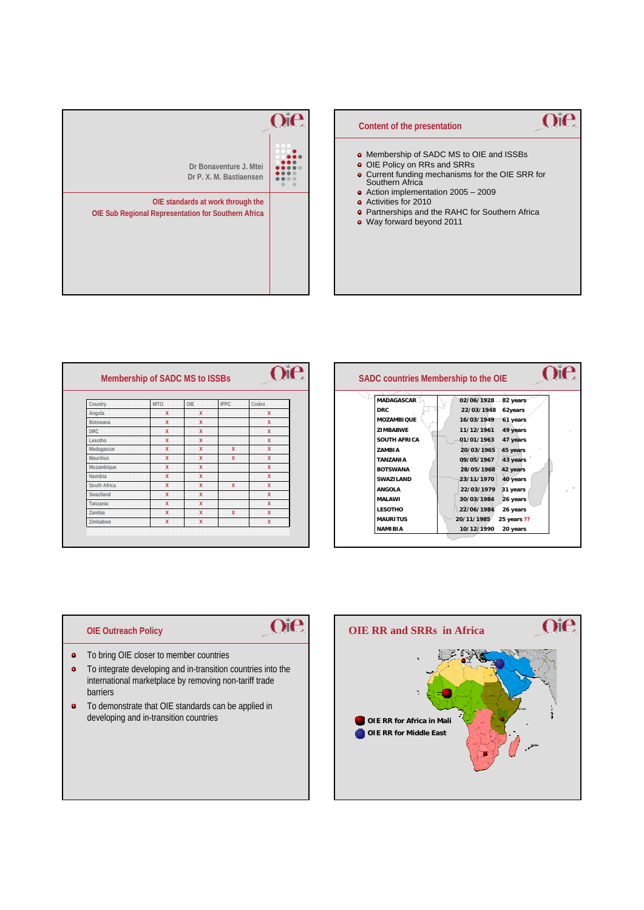Dr Bonaventure J. Mtei
Dr P. X. M. Bastiaensen

**OIE standards at work through the OIE Sub Regional Representation for Southern Africa**

## Content of the presentation

- Membership of SADC MS to OIE and ISSBs
- OIE Policy on RRs and SRRs
- Current funding mechanisms for the OIE SRR for Southern Africa
- Action implementation 2005 – 2009
- Activities for 2010
- Partnerships and the RAHC for Southern Africa
- Way forward beyond 2011

## Membership of SADC MS to ISSBs

| Country | WTO | OIE | IPPC | Codex |
|---|---|---|---|---|
| Angola | X | X | | X |
| Botswana | X | X | | X |
| DRC | X | X | | X |
| Lesotho | X | X | | X |
| Madagascar | X | X | X | X |
| Mauritius | X | X | X | X |
| Mozambique | X | X | | X |
| Namibia | X | X | | X |
| South Africa | X | X | X | X |
| Swaziland | X | X | | X |
| Tanzania | X | X | | X |
| Zambia | X | X | X | X |
| Zimbabwe | X | X | | X |

## SADC countries Membership to the OIE

| | | |
|---|---|---|
| MADAGASCAR | 02/06/1928 | 82 years |
| DRC | 22/03/1948 | 62years |
| MOZAMBIQUE | 16/03/1949 | 61 years |
| ZIMBABWE | 11/12/1961 | 49 years |
| SOUTH AFRICA | 01/01/1963 | 47 years |
| ZAMBIA | 20/03/1965 | 45 years |
| TANZANIA | 09/05/1967 | 43 years |
| BOTSWANA | 28/05/1968 | 42 years |
| SWAZILAND | 23/11/1970 | 40 years |
| ANGOLA | 22/03/1979 | 31 years |
| MALAWI | 30/03/1984 | 26 years |
| LESOTHO | 22/06/1984 | 26 years |
| MAURITUS | 20/11/1985 | 25 years ?? |
| NAMIBIA | 10/12/1990 | 20 years |

## OIE Outreach Policy

- To bring OIE closer to member countries
- To integrate developing and in-transition countries into the international marketplace by removing non-tariff trade barriers
- To demonstrate that OIE standards can be applied in developing and in-transition countries

## OIE RR and SRRs in Africa

- OIE RR for Africa in Mali
- OIE RR for Middle East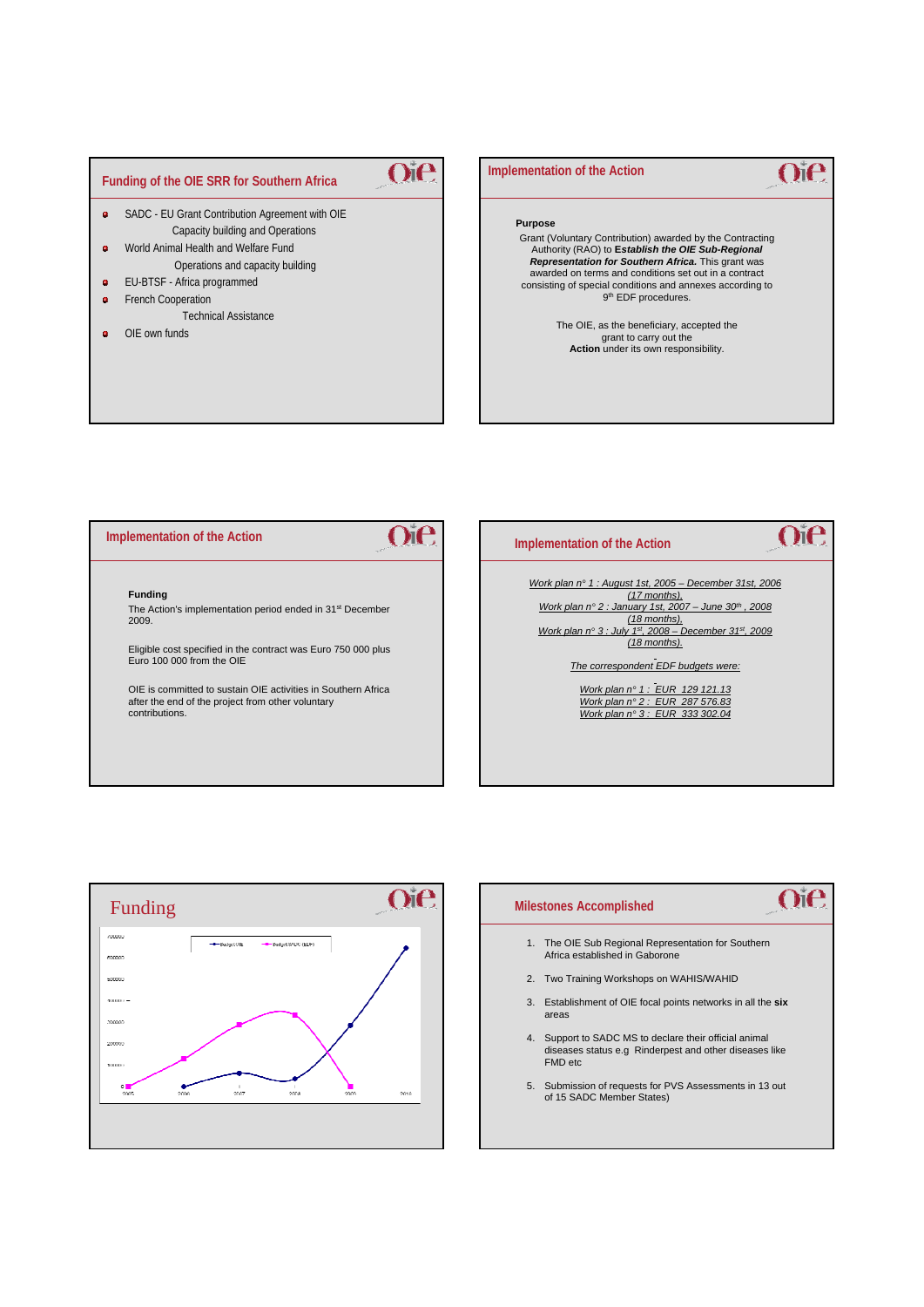## Funding of the OIE SRR for Southern Africa

- SADC - EU Grant Contribution Agreement with OIE
  Capacity building and Operations
- World Animal Health and Welfare Fund
  Operations and capacity building
- EU-BTSF - Africa programmed
- French Cooperation
  Technical Assistance
- OIE own funds

## Implementation of the Action

**Purpose**

Grant (Voluntary Contribution) awarded by the Contracting Authority (RAO) to ***Establish the OIE Sub-Regional Representation for Southern Africa.*** This grant was awarded on terms and conditions set out in a contract consisting of special conditions and annexes according to 9th EDF procedures.

The OIE, as the beneficiary, accepted the grant to carry out the **Action** under its own responsibility.

## Implementation of the Action

**Funding**

The Action's implementation period ended in 31st December 2009.

Eligible cost specified in the contract was Euro 750 000 plus Euro 100 000 from the OIE

OIE is committed to sustain OIE activities in Southern Africa after the end of the project from other voluntary contributions.

## Implementation of the Action

*Work plan n° 1 : August 1st, 2005 – December 31st, 2006 (17 months),*
*Work plan n° 2 : January 1st, 2007 – June 30th , 2008 (18 months),*
*Work plan n° 3 : July 1st, 2008 – December 31st, 2009 (18 months).*

*The correspondent EDF budgets were:*

*Work plan n° 1 : EUR 129 121.13*
*Work plan n° 2 : EUR 287 576.83*
*Work plan n° 3 : EUR 333 302.04*

## Funding

## Milestones Accomplished

1. The OIE Sub Regional Representation for Southern Africa established in Gaborone
2. Two Training Workshops on WAHIS/WAHID
3. Establishment of OIE focal points networks in all the **six** areas
4. Support to SADC MS to declare their official animal diseases status e.g Rinderpest and other diseases like FMD etc
5. Submission of requests for PVS Assessments in 13 out of 15 SADC Member States)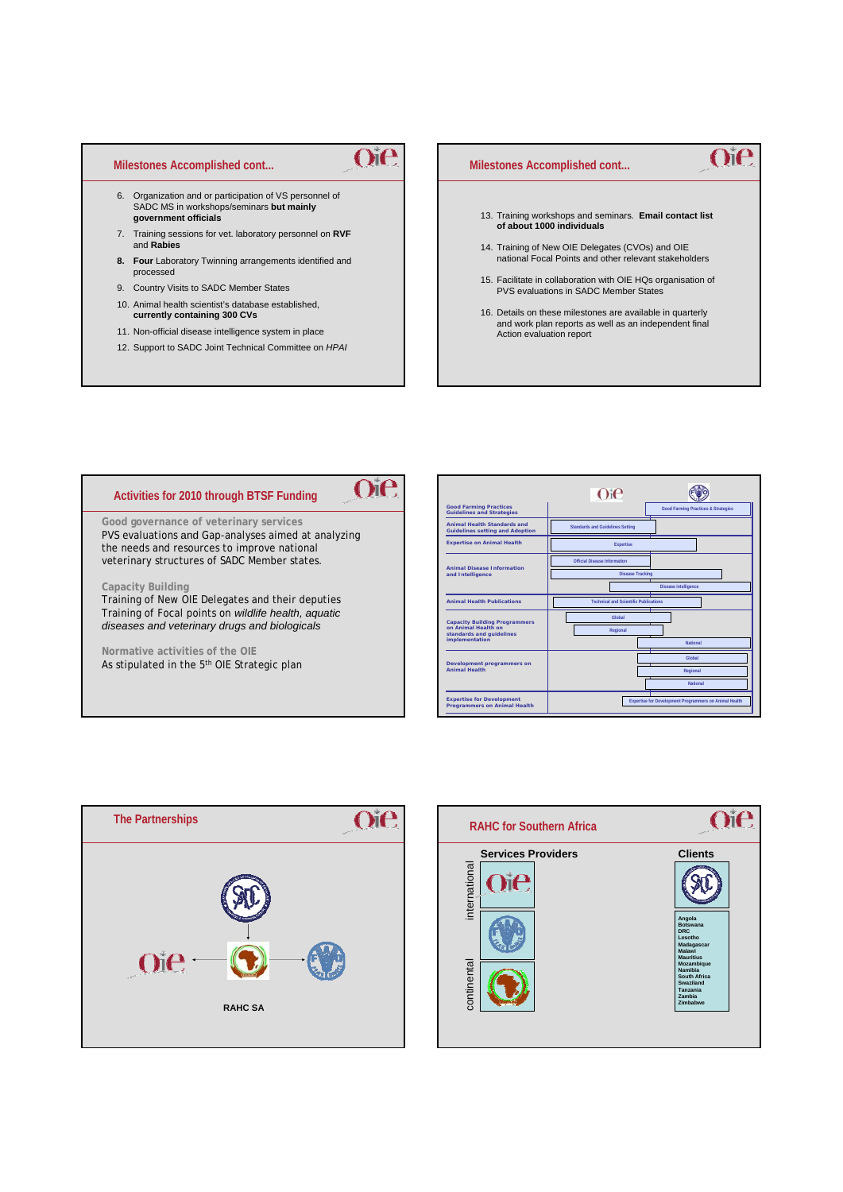## Milestones Accomplished cont...

6. Organization and or participation of VS personnel of SADC MS in workshops/seminars **but mainly government officials**
7. Training sessions for vet. laboratory personnel on **RVF** and **Rabies**
8. **Four** Laboratory Twinning arrangements identified and processed
9. Country Visits to SADC Member States
10. Animal health scientist's database established, **currently containing 300 CVs**
11. Non-official disease intelligence system in place
12. Support to SADC Joint Technical Committee on *HPAI*

## Milestones Accomplished cont...

13. Training workshops and seminars. **Email contact list of about 1000 individuals**
14. Training of New OIE Delegates (CVOs) and OIE national Focal Points and other relevant stakeholders
15. Facilitate in collaboration with OIE HQs organisation of PVS evaluations in SADC Member States
16. Details on these milestones are available in quarterly and work plan reports as well as an independent final Action evaluation report

## Activities for 2010 through BTSF Funding

**Good governance of veterinary services**
PVS evaluations and Gap-analyses aimed at analyzing the needs and resources to improve national veterinary structures of SADC Member states.

**Capacity Building**
Training of New OIE Delegates and their deputies
Training of Focal points on *wildlife health, aquatic diseases and veterinary drugs and biologicals*

**Normative activities of the OIE**
As stipulated in the 5th OIE Strategic plan

| | |
|---|---|
| Good Farming Practices Guidelines and Strategies | Good Farming Practices & Strategies |
| Animal Health Standards and Guidelines setting and Adoption | Standards and Guidelines Setting |
| Expertise on Animal Health | Expertise |
| Animal Disease Information and Intelligence | Official Disease Information; Disease Tracking; Disease intelligence |
| Animal Health Publications | Technical and Scientific Publications |
| Capacity Building Programmes on Animal Health on standards and guidelines implementation | Global; Regional; National |
| Development programmes on Animal Health | Global; Regional; National |
| Expertise for Development Programmes on Animal Health | Expertise for Development Programmes on Animal Health |

## The Partnerships

RAHC SA

## RAHC for Southern Africa

**Services Providers** (international; continental)

**Clients**

Angola
Botswana
DRC
Lesotho
Madagascar
Malawi
Mauritius
Mozambique
Namibia
South Africa
Swaziland
Tanzania
Zambia
Zimbabwe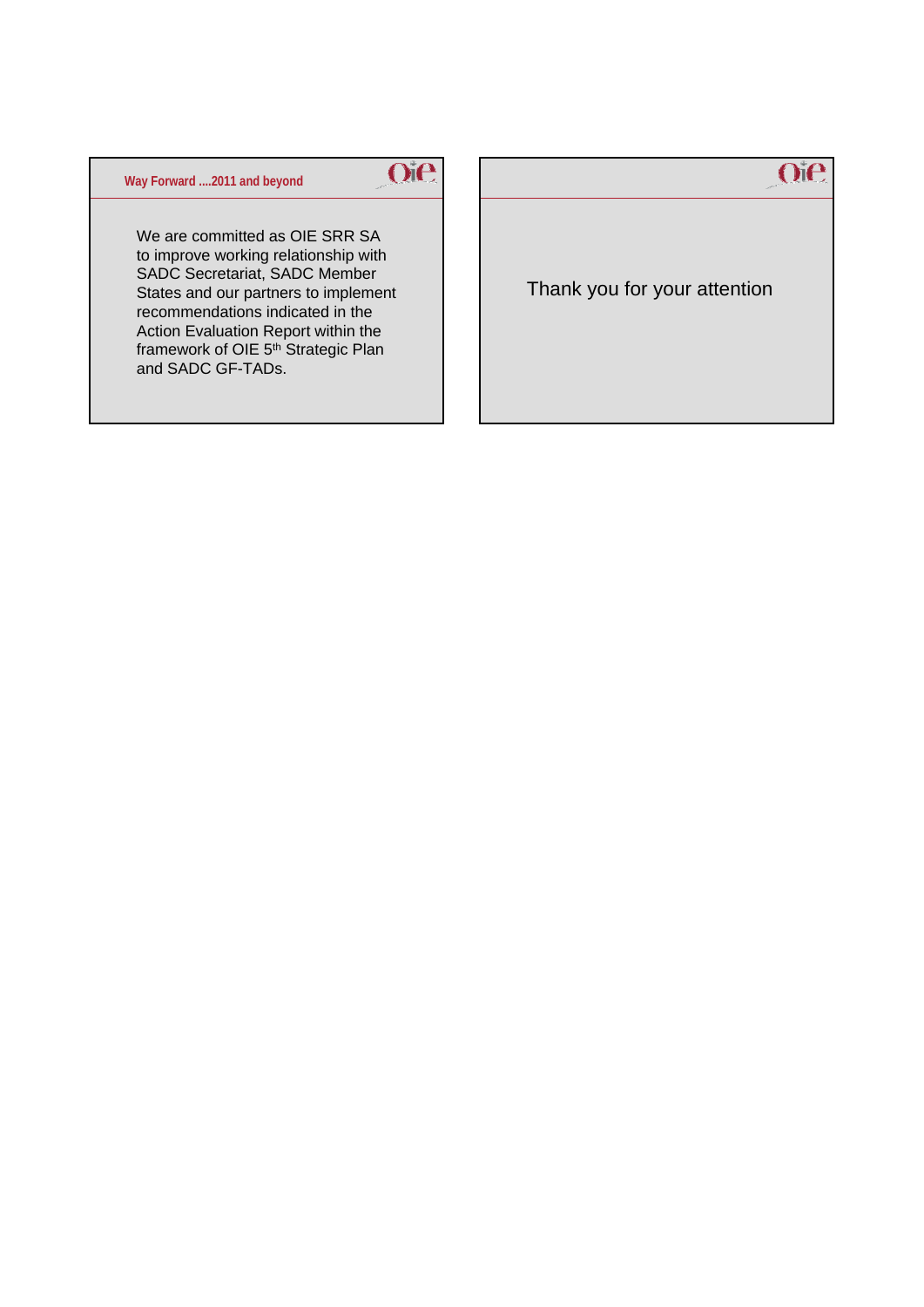## Way Forward ....2011 and beyond

We are committed as OIE SRR SA to improve working relationship with SADC Secretariat, SADC Member States and our partners to implement recommendations indicated in the Action Evaluation Report within the framework of OIE 5th Strategic Plan and SADC GF-TADs.

Thank you for your attention